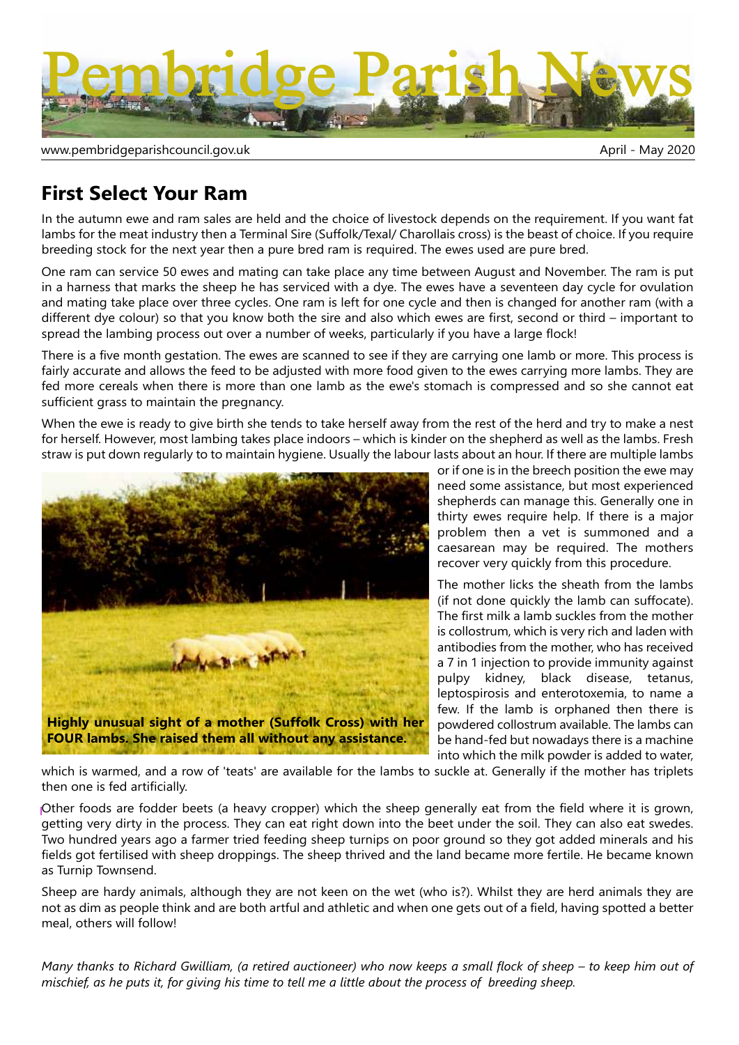# Pembridge Parish News

www.pembridgeparishcouncil.gov.uk April - May 2020

## First Select Your Ram

In the autumn ewe and ram sales are held and the choice of livestock depends on the requirement. If you want fat lambs for the meat industry then a Terminal Sire (Suffolk/Texal/ Charollais cross) is the beast of choice. If you require breeding stock for the next year then a pure bred ram is required. The ewes used are pure bred.

One ram can service 50 ewes and mating can take place any time between August and November. The ram is put in a harness that marks the sheep he has serviced with a dye. The ewes have a seventeen day cycle for ovulation and mating take place over three cycles. One ram is left for one cycle and then is changed for another ram (with a different dye colour) so that you know both the sire and also which ewes are first, second or third – important to spread the lambing process out over a number of weeks, particularly if you have a large flock!

There is a five month gestation. The ewes are scanned to see if they are carrying one lamb or more. This process is fairly accurate and allows the feed to be adjusted with more food given to the ewes carrying more lambs. They are fed more cereals when there is more than one lamb as the ewe's stomach is compressed and so she cannot eat sufficient grass to maintain the pregnancy.

When the ewe is ready to give birth she tends to take herself away from the rest of the herd and try to make a nest for herself. However, most lambing takes place indoors – which is kinder on the shepherd as well as the lambs. Fresh straw is put down regularly to to maintain hygiene. Usually the labour lasts about an hour. If there are multiple lambs or if one is in the breech position the ewe may need some assistance, but most experienced shepherds can manage this. Generally one in thirty ewes require help. If there is a major problem then a vet is summoned and a caesarean may be required. The mothers recover very quickly from this procedure.

**Highly unusual sight of a mother (Suffolk Cross) with her FOUR lambs. She raised them all without any assistance.**

The mother licks the sheath from the lambs (if not done quickly the lamb can suffocate). The first milk a lamb suckles from the mother is collostrum, which is very rich and laden with antibodies from the mother, who has received a 7 in 1 injection to provide immunity against pulpy kidney, black disease, tetanus, leptospirosis and enterotoxemia, to name a few. If the lamb is orphaned then there is powdered collostrum available. The lambs can be hand-fed but nowadays there is a machine into which the milk powder is added to water, which is warmed, and a row of 'teats' are available for the lambs to suckle at. Generally if the mother has triplets then one is fed artificially.

Other foods are fodder beets (a heavy cropper) which the sheep generally eat from the field where it is grown, getting very dirty in the process. They can eat right down into the beet under the soil. They can also eat swedes. Two hundred years ago a farmer tried feeding sheep turnips on poor ground so they got added minerals and his fields got fertilised with sheep droppings. The sheep thrived and the land became more fertile. He became known as Turnip Townsend.

Sheep are hardy animals, although they are not keen on the wet (who is?). Whilst they are herd animals they are not as dim as people think and are both artful and athletic and when one gets out of a field, having spotted a better meal, others will follow!

*Many thanks to Richard Gwilliam, (a retired auctioneer) who now keeps a small flock of sheep – to keep him out of mischief, as he puts it, for giving his time to tell me a little about the process of breeding sheep.*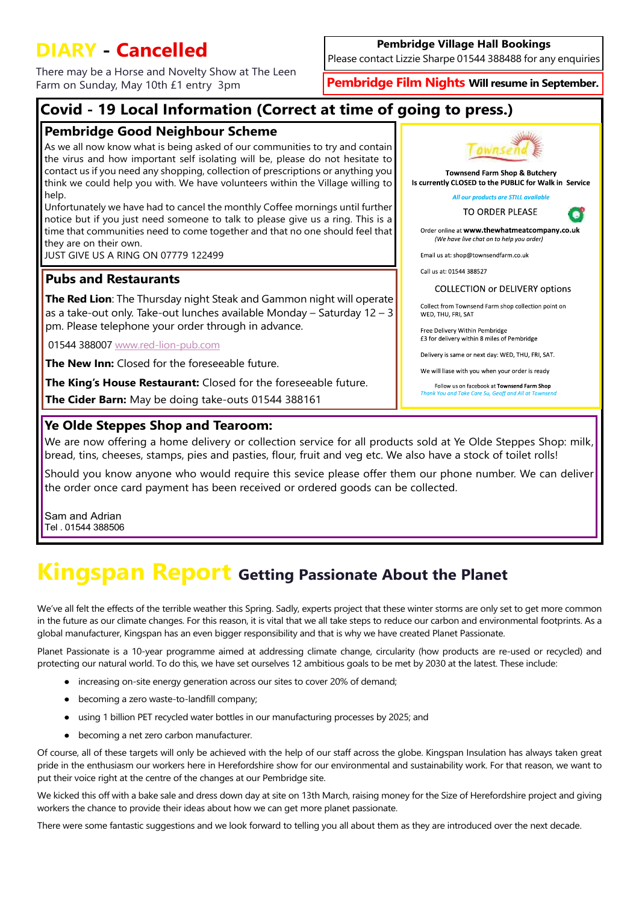# DIARY - Cancelled

There may be a Horse and Novelty Show at The Leen Farm on Sunday, May 10th £1 entry 3pm

**Pembridge Village Hall Bookings**
Please contact Lizzie Sharpe 01544 388488 for any enquiries

**Pembridge Film Nights** **Will resume in September.**

## Covid - 19 Local Information (Correct at time of going to press.)

### Pembridge Good Neighbour Scheme

As we all now know what is being asked of our communities to try and contain the virus and how important self isolating will be, please do not hesitate to contact us if you need any shopping, collection of prescriptions or anything you think we could help you with. We have volunteers within the Village willing to help.

Unfortunately we have had to cancel the monthly Coffee mornings until further notice but if you just need someone to talk to please give us a ring. This is a time that communities need to come together and that no one should feel that they are on their own.

JUST GIVE US A RING ON 07779 122499

### Pubs and Restaurants

**The Red Lion**: The Thursday night Steak and Gammon night will operate as a take-out only. Take-out lunches available Monday – Saturday 12 – 3 pm. Please telephone your order through in advance.

01544 388007 www.red-lion-pub.com

**The New Inn:** Closed for the foreseeable future.

**The King's House Restaurant:** Closed for the foreseeable future.

**The Cider Barn:** May be doing take-outs 01544 388161

### Townsend

**Townsend Farm Shop & Butchery**
**Is currently CLOSED to the PUBLIC for Walk in Service**

*All our products are STILL available*

TO ORDER PLEASE

Order online at **www.thewhatmeatcompany.co.uk**
*(We have live chat on to help you order)*

Email us at: shop@townsendfarm.co.uk

Call us at: 01544 388527

COLLECTION or DELIVERY options

Collect from Townsend Farm shop collection point on WED, THU, FRI, SAT

Free Delivery Within Pembridge
£3 for delivery within 8 miles of Pembridge

Delivery is same or next day: WED, THU, FRI, SAT.

We will liase with you when your order is ready

Follow us on facebook at **Townsend Farm Shop**
*Thank You and Take Care Su, Geoff and All at Townsend*

### Ye Olde Steppes Shop and Tearoom:

We are now offering a home delivery or collection service for all products sold at Ye Olde Steppes Shop: milk, bread, tins, cheeses, stamps, pies and pasties, flour, fruit and veg etc. We also have a stock of toilet rolls!

Should you know anyone who would require this sevice please offer them our phone number. We can deliver the order once card payment has been received or ordered goods can be collected.

Sam and Adrian
Tel . 01544 388506

# Kingspan Report **Getting Passionate About the Planet**

We've all felt the effects of the terrible weather this Spring. Sadly, experts project that these winter storms are only set to get more common in the future as our climate changes. For this reason, it is vital that we all take steps to reduce our carbon and environmental footprints. As a global manufacturer, Kingspan has an even bigger responsibility and that is why we have created Planet Passionate.

Planet Passionate is a 10-year programme aimed at addressing climate change, circularity (how products are re-used or recycled) and protecting our natural world. To do this, we have set ourselves 12 ambitious goals to be met by 2030 at the latest. These include:

- increasing on-site energy generation across our sites to cover 20% of demand;
- becoming a zero waste-to-landfill company;
- using 1 billion PET recycled water bottles in our manufacturing processes by 2025; and
- becoming a net zero carbon manufacturer.

Of course, all of these targets will only be achieved with the help of our staff across the globe. Kingspan Insulation has always taken great pride in the enthusiasm our workers here in Herefordshire show for our environmental and sustainability work. For that reason, we want to put their voice right at the centre of the changes at our Pembridge site.

We kicked this off with a bake sale and dress down day at site on 13th March, raising money for the Size of Herefordshire project and giving workers the chance to provide their ideas about how we can get more planet passionate.

There were some fantastic suggestions and we look forward to telling you all about them as they are introduced over the next decade.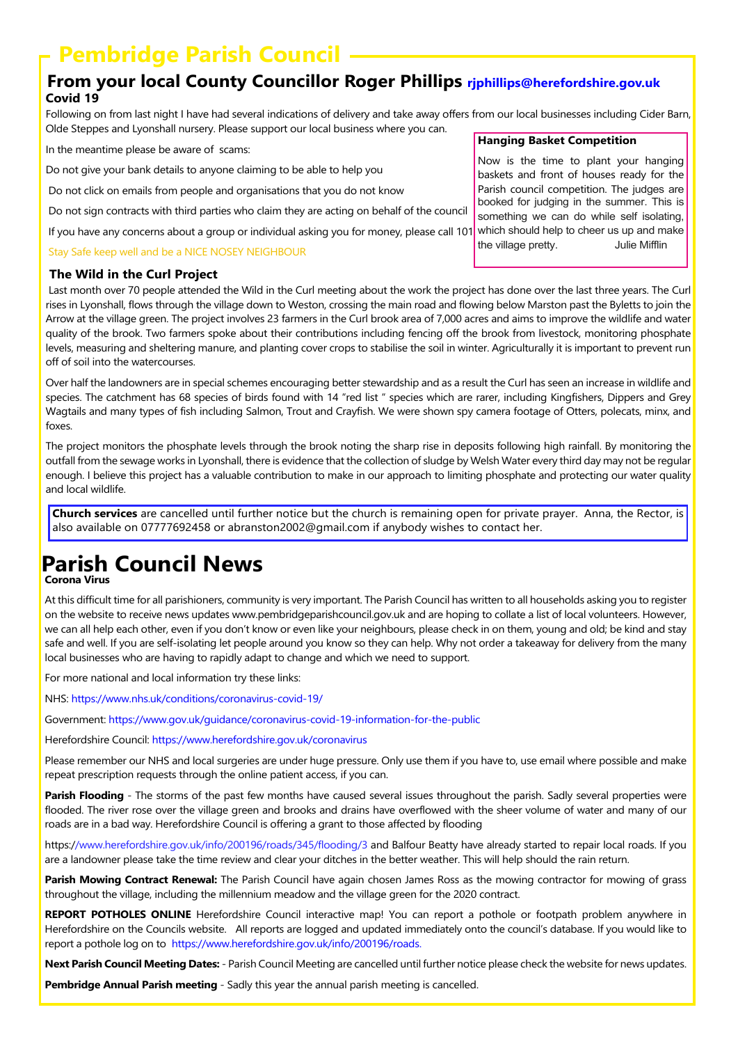# Pembridge Parish Council

## From your local County Councillor Roger Phillips rjphillips@herefordshire.gov.uk

**Covid 19**

Following on from last night I have had several indications of delivery and take away offers from our local businesses including Cider Barn, Olde Steppes and Lyonshall nursery. Please support our local business where you can.

In the meantime please be aware of scams:

Do not give your bank details to anyone claiming to be able to help you

Do not click on emails from people and organisations that you do not know

Do not sign contracts with third parties who claim they are acting on behalf of the council

If you have any concerns about a group or individual asking you for money, please call 101

Stay Safe keep well and be a NICE NOSEY NEIGHBOUR

**Hanging Basket Competition**

Now is the time to plant your hanging baskets and front of houses ready for the Parish council competition. The judges are booked for judging in the summer. This is something we can do while self isolating, which should help to cheer us up and make the village pretty. Julie Mifflin

### The Wild in the Curl Project

Last month over 70 people attended the Wild in the Curl meeting about the work the project has done over the last three years. The Curl rises in Lyonshall, flows through the village down to Weston, crossing the main road and flowing below Marston past the Byletts to join the Arrow at the village green. The project involves 23 farmers in the Curl brook area of 7,000 acres and aims to improve the wildlife and water quality of the brook. Two farmers spoke about their contributions including fencing off the brook from livestock, monitoring phosphate levels, measuring and sheltering manure, and planting cover crops to stabilise the soil in winter. Agriculturally it is important to prevent run off of soil into the watercourses.

Over half the landowners are in special schemes encouraging better stewardship and as a result the Curl has seen an increase in wildlife and species. The catchment has 68 species of birds found with 14 "red list " species which are rarer, including Kingfishers, Dippers and Grey Wagtails and many types of fish including Salmon, Trout and Crayfish. We were shown spy camera footage of Otters, polecats, minx, and foxes.

The project monitors the phosphate levels through the brook noting the sharp rise in deposits following high rainfall. By monitoring the outfall from the sewage works in Lyonshall, there is evidence that the collection of sludge by Welsh Water every third day may not be regular enough. I believe this project has a valuable contribution to make in our approach to limiting phosphate and protecting our water quality and local wildlife.

**Church services** are cancelled until further notice but the church is remaining open for private prayer. Anna, the Rector, is also available on 07777692458 or abranston2002@gmail.com if anybody wishes to contact her.

# Parish Council News

**Corona Virus**

At this difficult time for all parishioners, community is very important. The Parish Council has written to all households asking you to register on the website to receive news updates www.pembridgeparishcouncil.gov.uk and are hoping to collate a list of local volunteers. However, we can all help each other, even if you don't know or even like your neighbours, please check in on them, young and old; be kind and stay safe and well. If you are self-isolating let people around you know so they can help. Why not order a takeaway for delivery from the many local businesses who are having to rapidly adapt to change and which we need to support.

For more national and local information try these links:

NHS: https://www.nhs.uk/conditions/coronavirus-covid-19/

Government: https://www.gov.uk/guidance/coronavirus-covid-19-information-for-the-public

Herefordshire Council: https://www.herefordshire.gov.uk/coronavirus

Please remember our NHS and local surgeries are under huge pressure. Only use them if you have to, use email where possible and make repeat prescription requests through the online patient access, if you can.

**Parish Flooding** - The storms of the past few months have caused several issues throughout the parish. Sadly several properties were flooded. The river rose over the village green and brooks and drains have overflowed with the sheer volume of water and many of our roads are in a bad way. Herefordshire Council is offering a grant to those affected by flooding

https://www.herefordshire.gov.uk/info/200196/roads/345/flooding/3 and Balfour Beatty have already started to repair local roads. If you are a landowner please take the time review and clear your ditches in the better weather. This will help should the rain return.

**Parish Mowing Contract Renewal:** The Parish Council have again chosen James Ross as the mowing contractor for mowing of grass throughout the village, including the millennium meadow and the village green for the 2020 contract.

**REPORT POTHOLES ONLINE** Herefordshire Council interactive map! You can report a pothole or footpath problem anywhere in Herefordshire on the Councils website. All reports are logged and updated immediately onto the council's database. If you would like to report a pothole log on to https://www.herefordshire.gov.uk/info/200196/roads.

**Next Parish Council Meeting Dates:** - Parish Council Meeting are cancelled until further notice please check the website for news updates.

**Pembridge Annual Parish meeting** - Sadly this year the annual parish meeting is cancelled.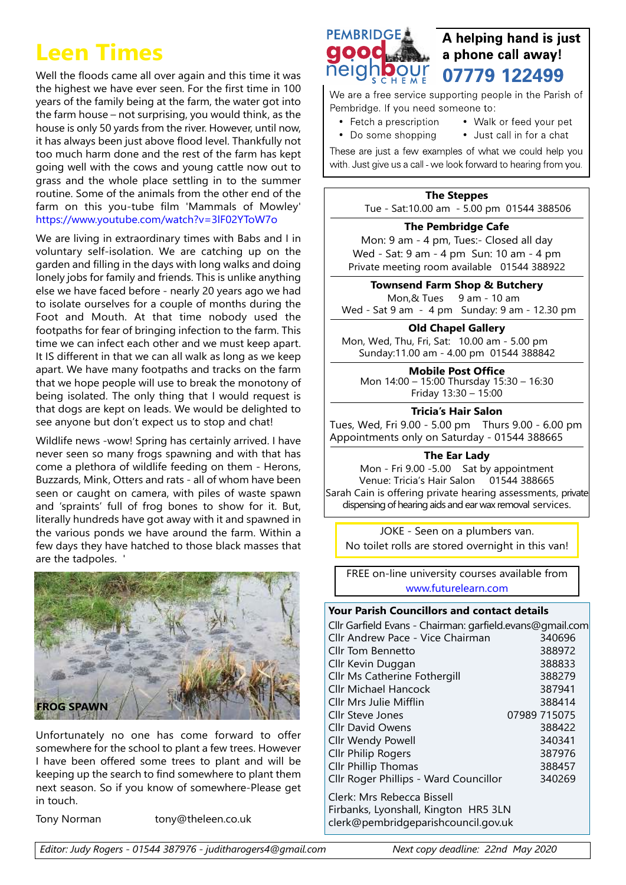# Leen Times

Well the floods came all over again and this time it was the highest we have ever seen. For the first time in 100 years of the family being at the farm, the water got into the farm house – not surprising, you would think, as the house is only 50 yards from the river. However, until now, it has always been just above flood level. Thankfully not too much harm done and the rest of the farm has kept going well with the cows and young cattle now out to grass and the whole place settling in to the summer routine. Some of the animals from the other end of the farm on this you-tube film 'Mammals of Mowley' https://www.youtube.com/watch?v=3lF02YToW7o

We are living in extraordinary times with Babs and I in voluntary self-isolation. We are catching up on the garden and filling in the days with long walks and doing lonely jobs for family and friends. This is unlike anything else we have faced before - nearly 20 years ago we had to isolate ourselves for a couple of months during the Foot and Mouth. At that time nobody used the footpaths for fear of bringing infection to the farm. This time we can infect each other and we must keep apart. It IS different in that we can all walk as long as we keep apart. We have many footpaths and tracks on the farm that we hope people will use to break the monotony of being isolated. The only thing that I would request is that dogs are kept on leads. We would be delighted to see anyone but don't expect us to stop and chat!

Wildlife news -wow! Spring has certainly arrived. I have never seen so many frogs spawning and with that has come a plethora of wildlife feeding on them - Herons, Buzzards, Mink, Otters and rats - all of whom have been seen or caught on camera, with piles of waste spawn and 'spraints' full of frog bones to show for it. But, literally hundreds have got away with it and spawned in the various ponds we have around the farm. Within a few days they have hatched to those black masses that are the tadpoles. '

FROG SPAWN

Unfortunately no one has come forward to offer somewhere for the school to plant a few trees. However I have been offered some trees to plant and will be keeping up the search to find somewhere to plant them next season. So if you know of somewhere-Please get in touch.

Tony Norman tony@theleen.co.uk

**PEMBRIDGE good neighbour SCHEME**

**A helping hand is just a phone call away!**
**07779 122499**

We are a free service supporting people in the Parish of Pembridge. If you need someone to:

- Fetch a prescription
- Do some shopping
- Walk or feed your pet
- Just call in for a chat

These are just a few examples of what we could help you with. Just give us a call - we look forward to hearing from you.

**The Steppes**
Tue - Sat:10.00 am - 5.00 pm 01544 388506

**The Pembridge Cafe**
Mon: 9 am - 4 pm, Tues:- Closed all day
Wed - Sat: 9 am - 4 pm Sun: 10 am - 4 pm
Private meeting room available 01544 388922

**Townsend Farm Shop & Butchery**
Mon,& Tues 9 am - 10 am
Wed - Sat 9 am - 4 pm Sunday: 9 am - 12.30 pm

**Old Chapel Gallery**
Mon, Wed, Thu, Fri, Sat: 10.00 am - 5.00 pm
Sunday:11.00 am - 4.00 pm 01544 388842

**Mobile Post Office**
Mon 14:00 – 15:00 Thursday 15:30 – 16:30
Friday 13:30 – 15:00

**Tricia's Hair Salon**
Tues, Wed, Fri 9.00 - 5.00 pm Thurs 9.00 - 6.00 pm
Appointments only on Saturday - 01544 388665

**The Ear Lady**
Mon - Fri 9.00 -5.00 Sat by appointment
Venue: Tricia's Hair Salon 01544 388665
Sarah Cain is offering private hearing assessments, private dispensing of hearing aids and ear wax removal services.

JOKE - Seen on a plumbers van.
No toilet rolls are stored overnight in this van!

FREE on-line university courses available from www.futurelearn.com

**Your Parish Councillors and contact details**

| | |
|---|---|
| Cllr Garfield Evans - Chairman: garfield.evans@gmail.com | |
| Cllr Andrew Pace - Vice Chairman | 340696 |
| Cllr Tom Bennetto | 388972 |
| Cllr Kevin Duggan | 388833 |
| Cllr Ms Catherine Fothergill | 388279 |
| Cllr Michael Hancock | 387941 |
| Cllr Mrs Julie Mifflin | 388414 |
| Cllr Steve Jones | 07989 715075 |
| Cllr David Owens | 388422 |
| Cllr Wendy Powell | 340341 |
| Cllr Philip Rogers | 387976 |
| Cllr Phillip Thomas | 388457 |
| Cllr Roger Phillips - Ward Councillor | 340269 |

Clerk: Mrs Rebecca Bissell
Firbanks, Lyonshall, Kington HR5 3LN
clerk@pembridgeparishcouncil.gov.uk

*Editor: Judy Rogers - 01544 387976 - juditharogers4@gmail.com* *Next copy deadline: 22nd May 2020*